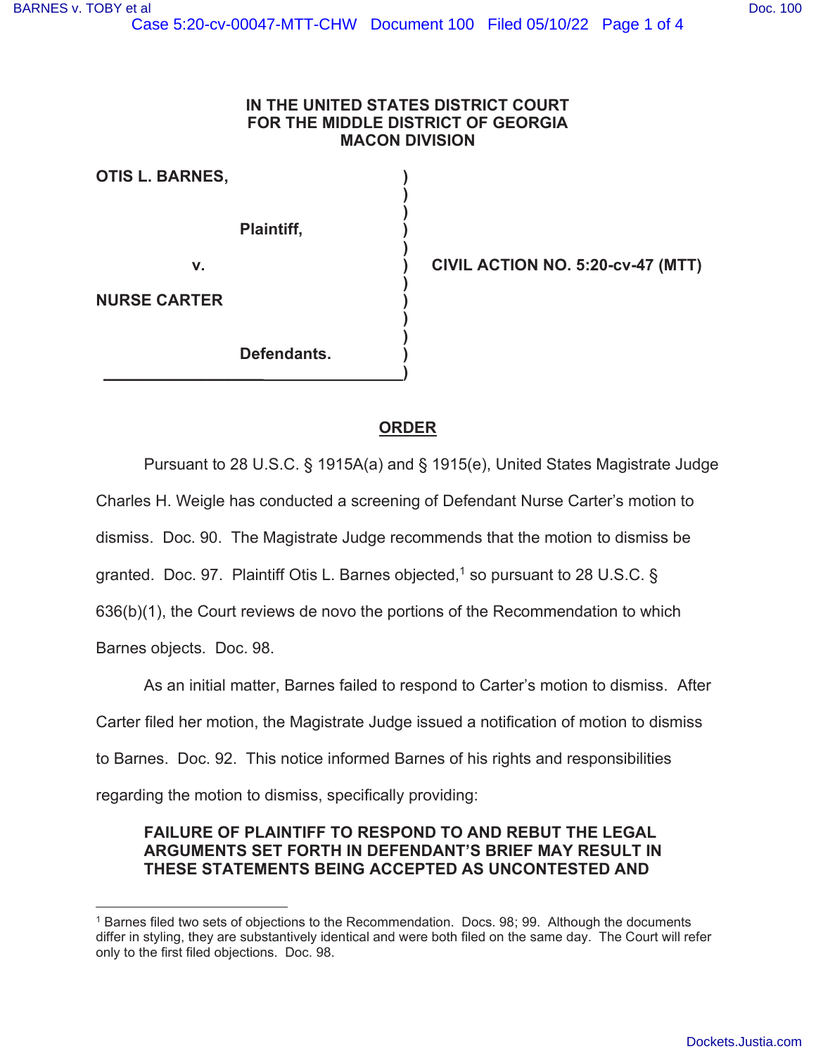**IN THE UNITED STATES DISTRICT COURT**
**FOR THE MIDDLE DISTRICT OF GEORGIA**
**MACON DIVISION**

| | | |
|---|---|---|
| **OTIS L. BARNES,** | ) | |
| | ) | |
| **Plaintiff,** | ) | |
| | ) | |
| **v.** | ) | **CIVIL ACTION NO. 5:20-cv-47 (MTT)** |
| | ) | |
| **NURSE CARTER** | ) | |
| | ) | |
| **Defendants.** | ) | |

## ORDER

Pursuant to 28 U.S.C. § 1915A(a) and § 1915(e), United States Magistrate Judge Charles H. Weigle has conducted a screening of Defendant Nurse Carter's motion to dismiss. Doc. 90. The Magistrate Judge recommends that the motion to dismiss be granted. Doc. 97. Plaintiff Otis L. Barnes objected,[1] so pursuant to 28 U.S.C. § 636(b)(1), the Court reviews de novo the portions of the Recommendation to which Barnes objects. Doc. 98.

As an initial matter, Barnes failed to respond to Carter's motion to dismiss. After Carter filed her motion, the Magistrate Judge issued a notification of motion to dismiss to Barnes. Doc. 92. This notice informed Barnes of his rights and responsibilities regarding the motion to dismiss, specifically providing:

> **FAILURE OF PLAINTIFF TO RESPOND TO AND REBUT THE LEGAL ARGUMENTS SET FORTH IN DEFENDANT'S BRIEF MAY RESULT IN THESE STATEMENTS BEING ACCEPTED AS UNCONTESTED AND**

---

[1] Barnes filed two sets of objections to the Recommendation. Docs. 98; 99. Although the documents differ in styling, they are substantively identical and were both filed on the same day. The Court will refer only to the first filed objections. Doc. 98.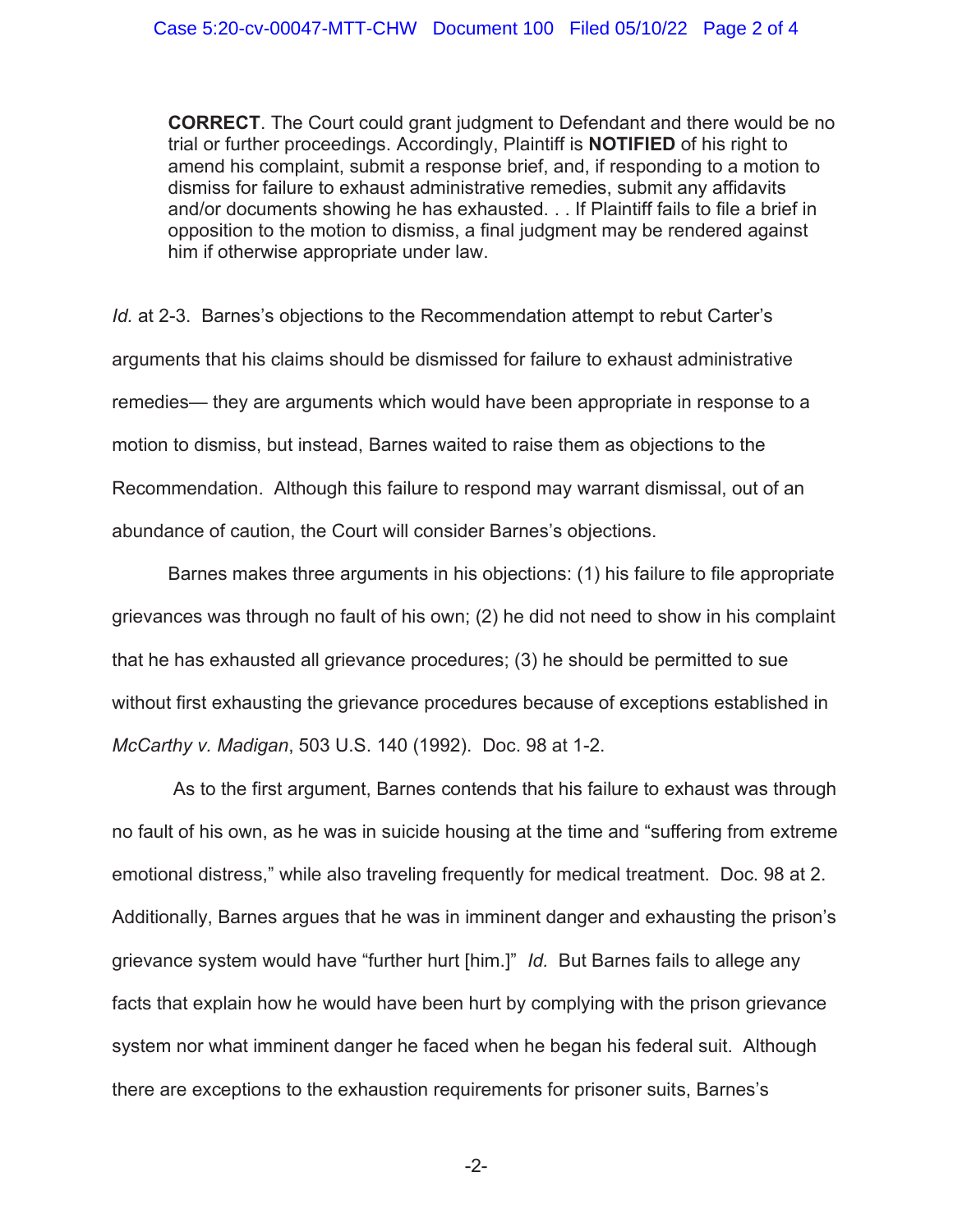> **CORRECT**. The Court could grant judgment to Defendant and there would be no trial or further proceedings. Accordingly, Plaintiff is **NOTIFIED** of his right to amend his complaint, submit a response brief, and, if responding to a motion to dismiss for failure to exhaust administrative remedies, submit any affidavits and/or documents showing he has exhausted. . . If Plaintiff fails to file a brief in opposition to the motion to dismiss, a final judgment may be rendered against him if otherwise appropriate under law.

*Id.* at 2-3. Barnes's objections to the Recommendation attempt to rebut Carter's arguments that his claims should be dismissed for failure to exhaust administrative remedies— they are arguments which would have been appropriate in response to a motion to dismiss, but instead, Barnes waited to raise them as objections to the Recommendation. Although this failure to respond may warrant dismissal, out of an abundance of caution, the Court will consider Barnes's objections.

Barnes makes three arguments in his objections: (1) his failure to file appropriate grievances was through no fault of his own; (2) he did not need to show in his complaint that he has exhausted all grievance procedures; (3) he should be permitted to sue without first exhausting the grievance procedures because of exceptions established in *McCarthy v. Madigan*, 503 U.S. 140 (1992). Doc. 98 at 1-2.

As to the first argument, Barnes contends that his failure to exhaust was through no fault of his own, as he was in suicide housing at the time and "suffering from extreme emotional distress," while also traveling frequently for medical treatment. Doc. 98 at 2. Additionally, Barnes argues that he was in imminent danger and exhausting the prison's grievance system would have "further hurt [him.]" *Id.* But Barnes fails to allege any facts that explain how he would have been hurt by complying with the prison grievance system nor what imminent danger he faced when he began his federal suit. Although there are exceptions to the exhaustion requirements for prisoner suits, Barnes's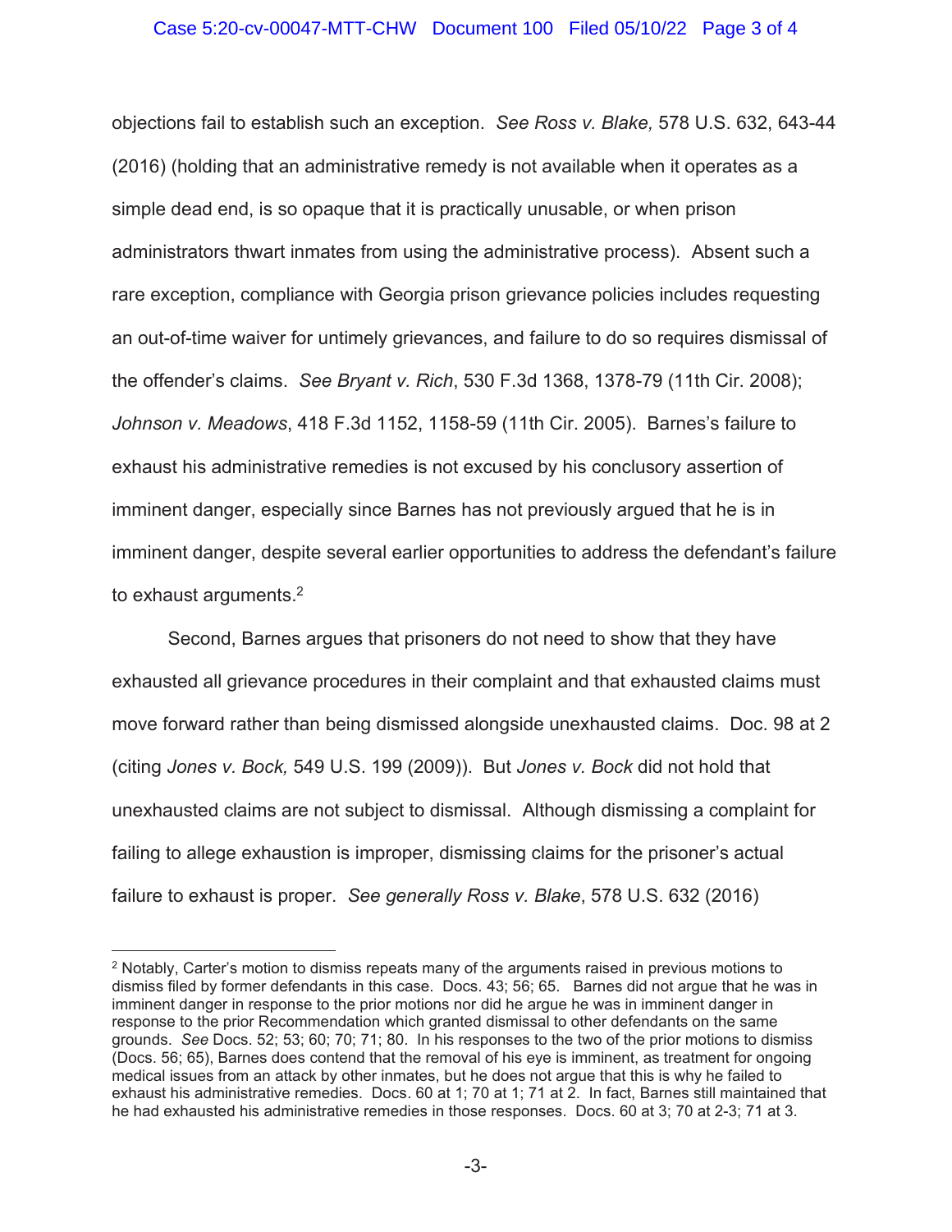objections fail to establish such an exception. *See Ross v. Blake,* 578 U.S. 632, 643-44 (2016) (holding that an administrative remedy is not available when it operates as a simple dead end, is so opaque that it is practically unusable, or when prison administrators thwart inmates from using the administrative process). Absent such a rare exception, compliance with Georgia prison grievance policies includes requesting an out-of-time waiver for untimely grievances, and failure to do so requires dismissal of the offender's claims. *See Bryant v. Rich*, 530 F.3d 1368, 1378-79 (11th Cir. 2008); *Johnson v. Meadows*, 418 F.3d 1152, 1158-59 (11th Cir. 2005). Barnes's failure to exhaust his administrative remedies is not excused by his conclusory assertion of imminent danger, especially since Barnes has not previously argued that he is in imminent danger, despite several earlier opportunities to address the defendant's failure to exhaust arguments.[2]

Second, Barnes argues that prisoners do not need to show that they have exhausted all grievance procedures in their complaint and that exhausted claims must move forward rather than being dismissed alongside unexhausted claims. Doc. 98 at 2 (citing *Jones v. Bock,* 549 U.S. 199 (2009)). But *Jones v. Bock* did not hold that unexhausted claims are not subject to dismissal. Although dismissing a complaint for failing to allege exhaustion is improper, dismissing claims for the prisoner's actual failure to exhaust is proper. *See generally Ross v. Blake*, 578 U.S. 632 (2016)

---

[2] Notably, Carter's motion to dismiss repeats many of the arguments raised in previous motions to dismiss filed by former defendants in this case. Docs. 43; 56; 65. Barnes did not argue that he was in imminent danger in response to the prior motions nor did he argue he was in imminent danger in response to the prior Recommendation which granted dismissal to other defendants on the same grounds. *See* Docs. 52; 53; 60; 70; 71; 80. In his responses to the two of the prior motions to dismiss (Docs. 56; 65), Barnes does contend that the removal of his eye is imminent, as treatment for ongoing medical issues from an attack by other inmates, but he does not argue that this is why he failed to exhaust his administrative remedies. Docs. 60 at 1; 70 at 1; 71 at 2. In fact, Barnes still maintained that he had exhausted his administrative remedies in those responses. Docs. 60 at 3; 70 at 2-3; 71 at 3.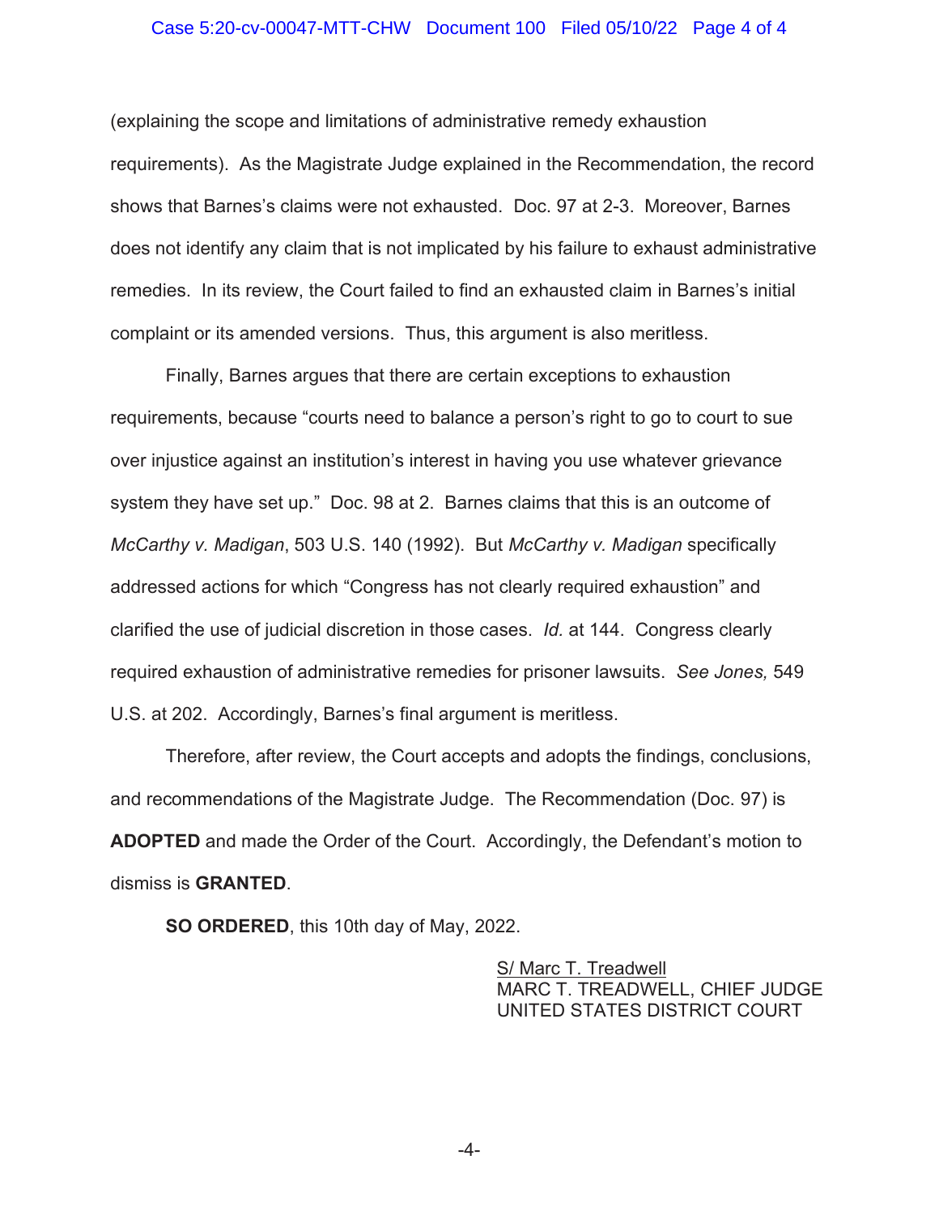(explaining the scope and limitations of administrative remedy exhaustion requirements). As the Magistrate Judge explained in the Recommendation, the record shows that Barnes's claims were not exhausted. Doc. 97 at 2-3. Moreover, Barnes does not identify any claim that is not implicated by his failure to exhaust administrative remedies. In its review, the Court failed to find an exhausted claim in Barnes's initial complaint or its amended versions. Thus, this argument is also meritless.

Finally, Barnes argues that there are certain exceptions to exhaustion requirements, because "courts need to balance a person's right to go to court to sue over injustice against an institution's interest in having you use whatever grievance system they have set up." Doc. 98 at 2. Barnes claims that this is an outcome of *McCarthy v. Madigan*, 503 U.S. 140 (1992). But *McCarthy v. Madigan* specifically addressed actions for which "Congress has not clearly required exhaustion" and clarified the use of judicial discretion in those cases. *Id.* at 144. Congress clearly required exhaustion of administrative remedies for prisoner lawsuits. *See Jones,* 549 U.S. at 202. Accordingly, Barnes's final argument is meritless.

Therefore, after review, the Court accepts and adopts the findings, conclusions, and recommendations of the Magistrate Judge. The Recommendation (Doc. 97) is **ADOPTED** and made the Order of the Court. Accordingly, the Defendant's motion to dismiss is **GRANTED**.

**SO ORDERED**, this 10th day of May, 2022.

S/ Marc T. Treadwell
MARC T. TREADWELL, CHIEF JUDGE
UNITED STATES DISTRICT COURT